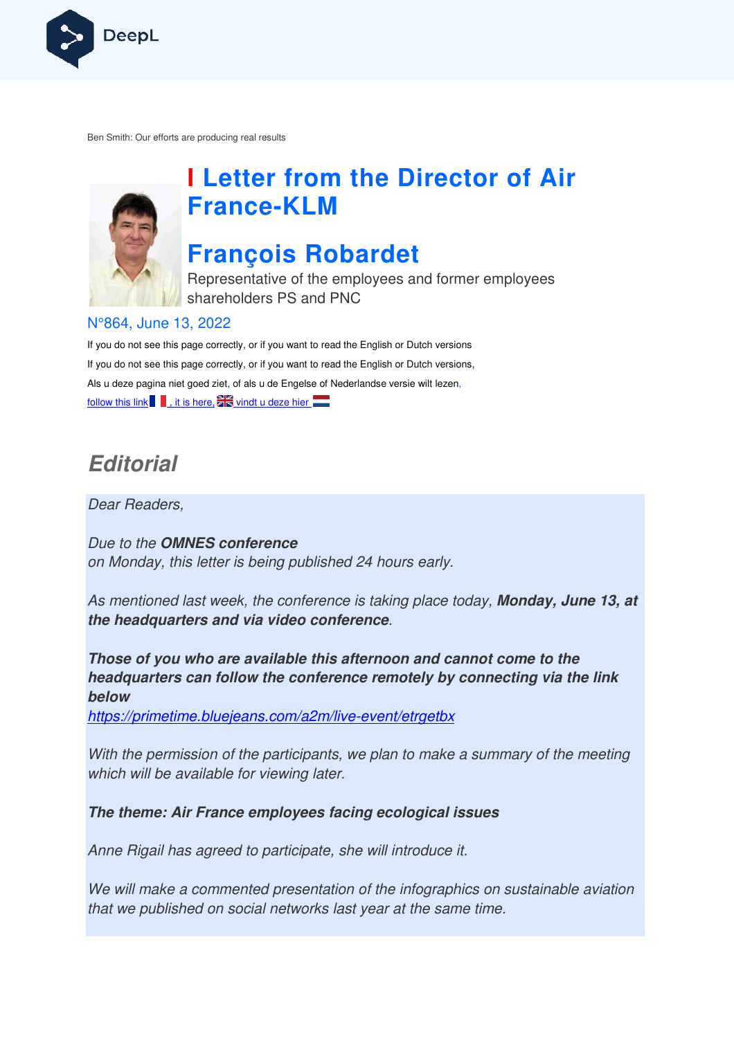Ben Smith: Our efforts are producing real results

# Letter from the Director of Air France-KLM

# François Robardet

Representative of the employees and former employees shareholders PS and PNC

N°864, June 13, 2022

If you do not see this page correctly, or if you want to read the English or Dutch versions

If you do not see this page correctly, or if you want to read the English or Dutch versions,

Als u deze pagina niet goed ziet, of als u de Engelse of Nederlandse versie wilt lezen,

follow this link, it is here, vindt u deze hier

## Editorial

*Dear Readers,*

*Due to the **OMNES conference** on Monday, this letter is being published 24 hours early.*

*As mentioned last week, the conference is taking place today, **Monday, June 13, at the headquarters and via video conference**.*

***Those of you who are available this afternoon and cannot come to the headquarters can follow the conference remotely by connecting via the link below***
*https://primetime.bluejeans.com/a2m/live-event/etrgetbx*

*With the permission of the participants, we plan to make a summary of the meeting which will be available for viewing later.*

***The theme: Air France employees facing ecological issues***

*Anne Rigail has agreed to participate, she will introduce it.*

*We will make a commented presentation of the infographics on sustainable aviation that we published on social networks last year at the same time.*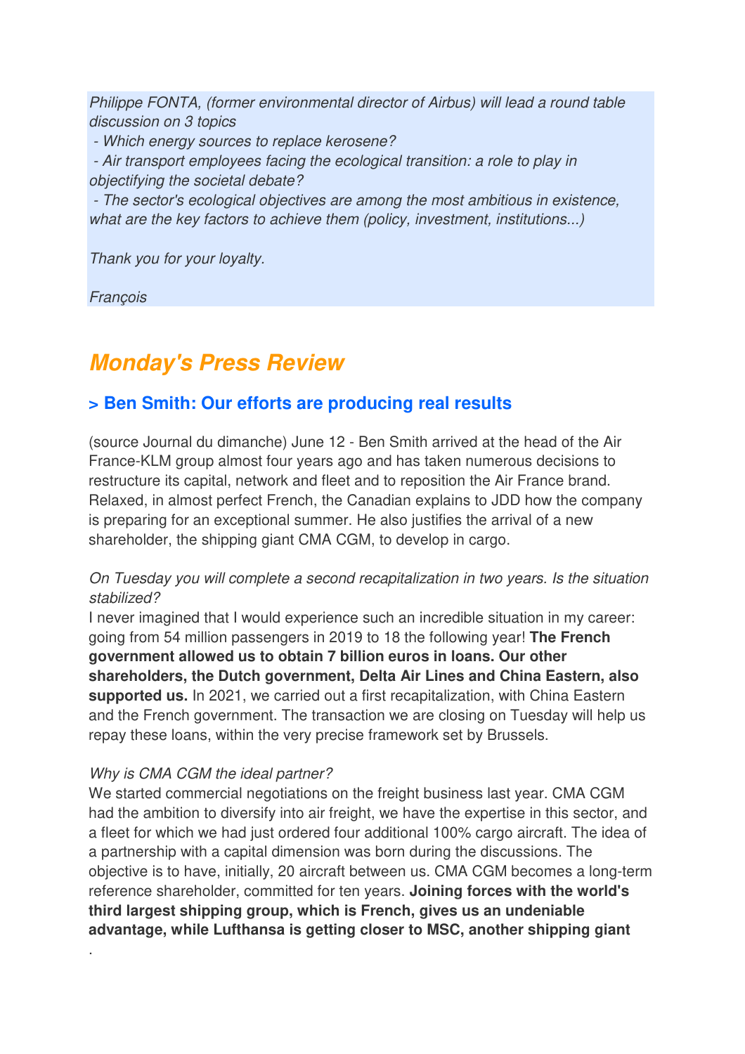*Philippe FONTA, (former environmental director of Airbus) will lead a round table discussion on 3 topics*

*- Which energy sources to replace kerosene?*

*- Air transport employees facing the ecological transition: a role to play in objectifying the societal debate?*

*- The sector's ecological objectives are among the most ambitious in existence, what are the key factors to achieve them (policy, investment, institutions...)*

*Thank you for your loyalty.*

*François*

# *Monday's Press Review*

## > Ben Smith: Our efforts are producing real results

(source Journal du dimanche) June 12 - Ben Smith arrived at the head of the Air France-KLM group almost four years ago and has taken numerous decisions to restructure its capital, network and fleet and to reposition the Air France brand. Relaxed, in almost perfect French, the Canadian explains to JDD how the company is preparing for an exceptional summer. He also justifies the arrival of a new shareholder, the shipping giant CMA CGM, to develop in cargo.

*On Tuesday you will complete a second recapitalization in two years. Is the situation stabilized?*

I never imagined that I would experience such an incredible situation in my career: going from 54 million passengers in 2019 to 18 the following year! **The French government allowed us to obtain 7 billion euros in loans. Our other shareholders, the Dutch government, Delta Air Lines and China Eastern, also supported us.** In 2021, we carried out a first recapitalization, with China Eastern and the French government. The transaction we are closing on Tuesday will help us repay these loans, within the very precise framework set by Brussels.

*Why is CMA CGM the ideal partner?*

We started commercial negotiations on the freight business last year. CMA CGM had the ambition to diversify into air freight, we have the expertise in this sector, and a fleet for which we had just ordered four additional 100% cargo aircraft. The idea of a partnership with a capital dimension was born during the discussions. The objective is to have, initially, 20 aircraft between us. CMA CGM becomes a long-term reference shareholder, committed for ten years. **Joining forces with the world's third largest shipping group, which is French, gives us an undeniable advantage, while Lufthansa is getting closer to MSC, another shipping giant**

.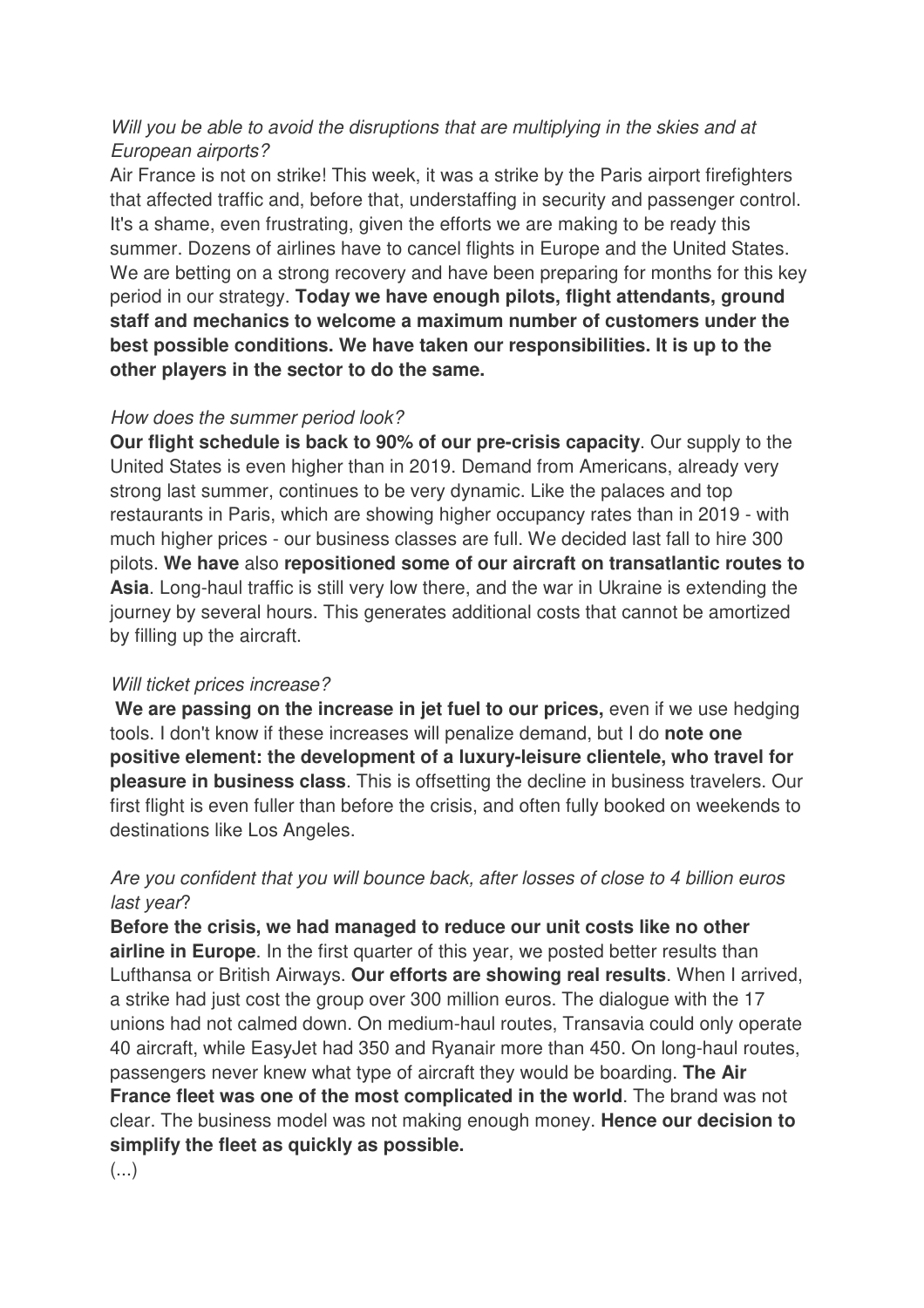*Will you be able to avoid the disruptions that are multiplying in the skies and at European airports?*

Air France is not on strike! This week, it was a strike by the Paris airport firefighters that affected traffic and, before that, understaffing in security and passenger control. It's a shame, even frustrating, given the efforts we are making to be ready this summer. Dozens of airlines have to cancel flights in Europe and the United States. We are betting on a strong recovery and have been preparing for months for this key period in our strategy. **Today we have enough pilots, flight attendants, ground staff and mechanics to welcome a maximum number of customers under the best possible conditions. We have taken our responsibilities. It is up to the other players in the sector to do the same.**

*How does the summer period look?*

**Our flight schedule is back to 90% of our pre-crisis capacity**. Our supply to the United States is even higher than in 2019. Demand from Americans, already very strong last summer, continues to be very dynamic. Like the palaces and top restaurants in Paris, which are showing higher occupancy rates than in 2019 - with much higher prices - our business classes are full. We decided last fall to hire 300 pilots. **We have** also **repositioned some of our aircraft on transatlantic routes to Asia**. Long-haul traffic is still very low there, and the war in Ukraine is extending the journey by several hours. This generates additional costs that cannot be amortized by filling up the aircraft.

*Will ticket prices increase?*

**We are passing on the increase in jet fuel to our prices,** even if we use hedging tools. I don't know if these increases will penalize demand, but I do **note one positive element: the development of a luxury-leisure clientele, who travel for pleasure in business class**. This is offsetting the decline in business travelers. Our first flight is even fuller than before the crisis, and often fully booked on weekends to destinations like Los Angeles.

*Are you confident that you will bounce back, after losses of close to 4 billion euros last year?*

**Before the crisis, we had managed to reduce our unit costs like no other airline in Europe**. In the first quarter of this year, we posted better results than Lufthansa or British Airways. **Our efforts are showing real results**. When I arrived, a strike had just cost the group over 300 million euros. The dialogue with the 17 unions had not calmed down. On medium-haul routes, Transavia could only operate 40 aircraft, while EasyJet had 350 and Ryanair more than 450. On long-haul routes, passengers never knew what type of aircraft they would be boarding. **The Air France fleet was one of the most complicated in the world**. The brand was not clear. The business model was not making enough money. **Hence our decision to simplify the fleet as quickly as possible.**

(...)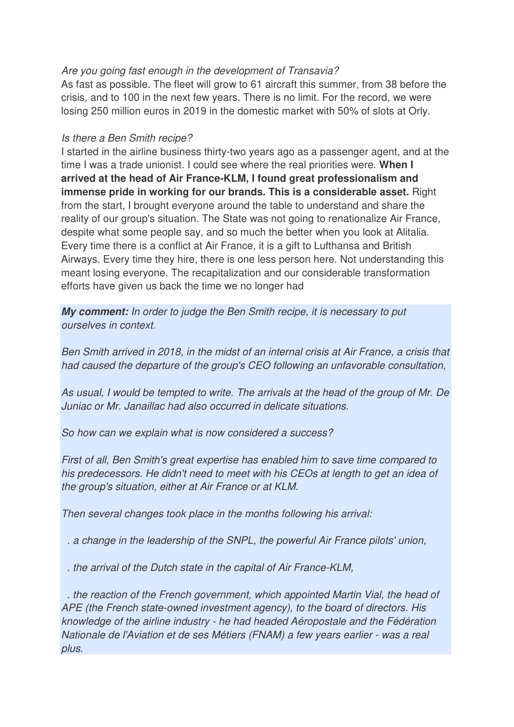*Are you going fast enough in the development of Transavia?*

As fast as possible. The fleet will grow to 61 aircraft this summer, from 38 before the crisis, and to 100 in the next few years. There is no limit. For the record, we were losing 250 million euros in 2019 in the domestic market with 50% of slots at Orly.

*Is there a Ben Smith recipe?*

I started in the airline business thirty-two years ago as a passenger agent, and at the time I was a trade unionist. I could see where the real priorities were. **When I arrived at the head of Air France-KLM, I found great professionalism and immense pride in working for our brands. This is a considerable asset.** Right from the start, I brought everyone around the table to understand and share the reality of our group's situation. The State was not going to renationalize Air France, despite what some people say, and so much the better when you look at Alitalia. Every time there is a conflict at Air France, it is a gift to Lufthansa and British Airways. Every time they hire, there is one less person here. Not understanding this meant losing everyone. The recapitalization and our considerable transformation efforts have given us back the time we no longer had

***My comment:*** *In order to judge the Ben Smith recipe, it is necessary to put ourselves in context.*

*Ben Smith arrived in 2018, in the midst of an internal crisis at Air France, a crisis that had caused the departure of the group's CEO following an unfavorable consultation,*

*As usual, I would be tempted to write. The arrivals at the head of the group of Mr. De Juniac or Mr. Janaillac had also occurred in delicate situations.*

*So how can we explain what is now considered a success?*

*First of all, Ben Smith's great expertise has enabled him to save time compared to his predecessors. He didn't need to meet with his CEOs at length to get an idea of the group's situation, either at Air France or at KLM.*

*Then several changes took place in the months following his arrival:*

*. a change in the leadership of the SNPL, the powerful Air France pilots' union,*

*. the arrival of the Dutch state in the capital of Air France-KLM,*

*. the reaction of the French government, which appointed Martin Vial, the head of APE (the French state-owned investment agency), to the board of directors. His knowledge of the airline industry - he had headed Aéropostale and the Fédération Nationale de l'Aviation et de ses Métiers (FNAM) a few years earlier - was a real plus.*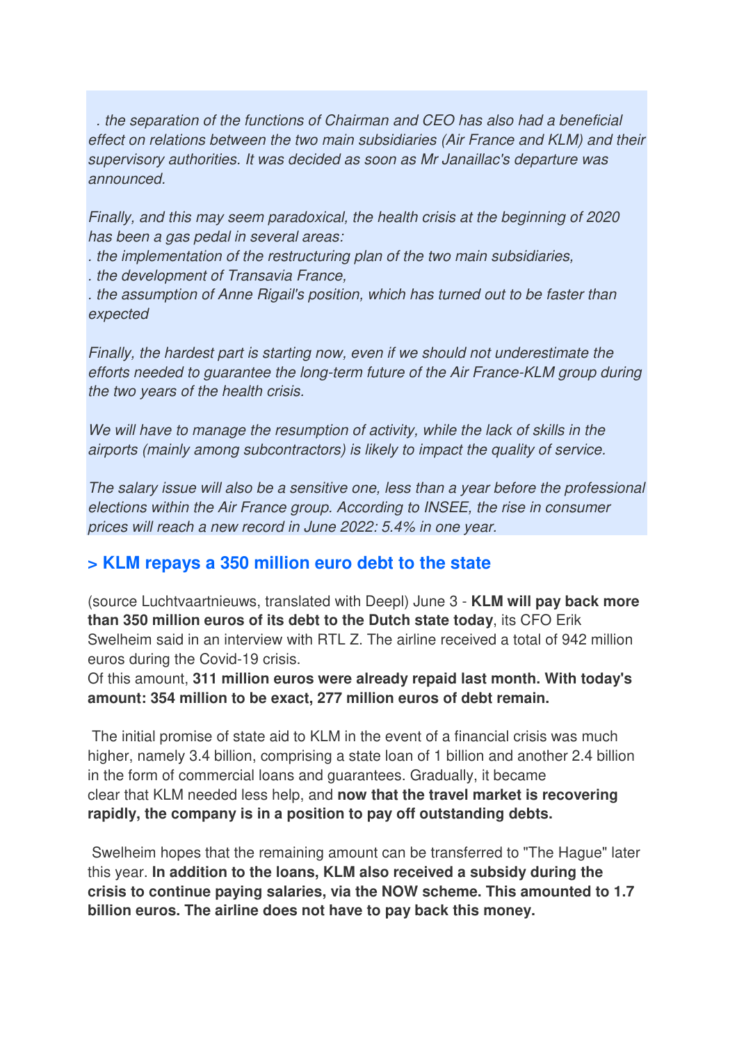*. the separation of the functions of Chairman and CEO has also had a beneficial effect on relations between the two main subsidiaries (Air France and KLM) and their supervisory authorities. It was decided as soon as Mr Janaillac's departure was announced.*

*Finally, and this may seem paradoxical, the health crisis at the beginning of 2020 has been a gas pedal in several areas:*
*. the implementation of the restructuring plan of the two main subsidiaries,*
*. the development of Transavia France,*
*. the assumption of Anne Rigail's position, which has turned out to be faster than expected*

*Finally, the hardest part is starting now, even if we should not underestimate the efforts needed to guarantee the long-term future of the Air France-KLM group during the two years of the health crisis.*

*We will have to manage the resumption of activity, while the lack of skills in the airports (mainly among subcontractors) is likely to impact the quality of service.*

*The salary issue will also be a sensitive one, less than a year before the professional elections within the Air France group. According to INSEE, the rise in consumer prices will reach a new record in June 2022: 5.4% in one year.*

## > KLM repays a 350 million euro debt to the state

(source Luchtvaartnieuws, translated with Deepl) June 3 - **KLM will pay back more than 350 million euros of its debt to the Dutch state today**, its CFO Erik Swelheim said in an interview with RTL Z. The airline received a total of 942 million euros during the Covid-19 crisis.
Of this amount, **311 million euros were already repaid last month. With today's amount: 354 million to be exact, 277 million euros of debt remain.**

The initial promise of state aid to KLM in the event of a financial crisis was much higher, namely 3.4 billion, comprising a state loan of 1 billion and another 2.4 billion in the form of commercial loans and guarantees. Gradually, it became clear that KLM needed less help, and **now that the travel market is recovering rapidly, the company is in a position to pay off outstanding debts.**

Swelheim hopes that the remaining amount can be transferred to "The Hague" later this year. **In addition to the loans, KLM also received a subsidy during the crisis to continue paying salaries, via the NOW scheme. This amounted to 1.7 billion euros. The airline does not have to pay back this money.**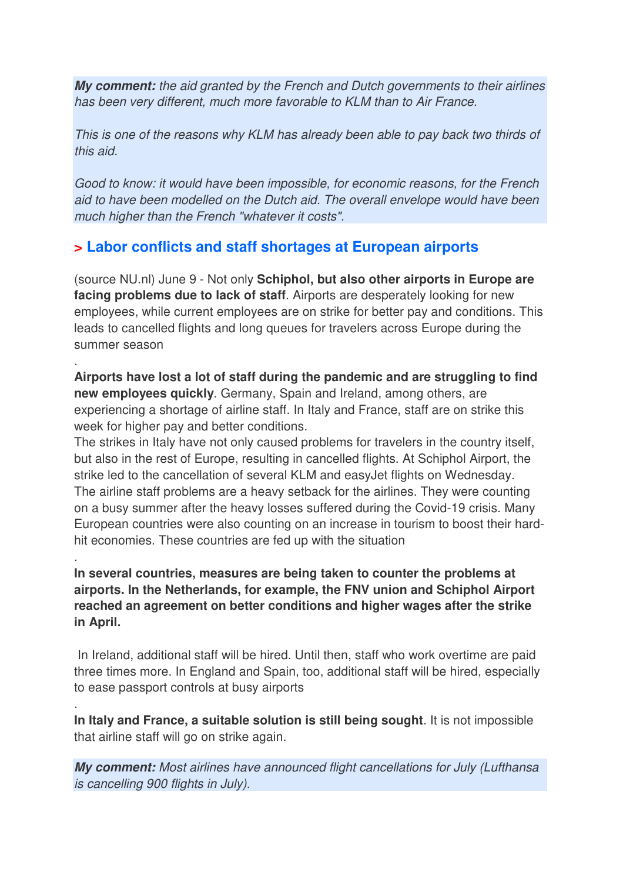***My comment:*** *the aid granted by the French and Dutch governments to their airlines has been very different, much more favorable to KLM than to Air France.*

*This is one of the reasons why KLM has already been able to pay back two thirds of this aid.*

*Good to know: it would have been impossible, for economic reasons, for the French aid to have been modelled on the Dutch aid. The overall envelope would have been much higher than the French "whatever it costs".*

## > Labor conflicts and staff shortages at European airports

(source NU.nl) June 9 - Not only **Schiphol, but also other airports in Europe are facing problems due to lack of staff**. Airports are desperately looking for new employees, while current employees are on strike for better pay and conditions. This leads to cancelled flights and long queues for travelers across Europe during the summer season

.

**Airports have lost a lot of staff during the pandemic and are struggling to find new employees quickly**. Germany, Spain and Ireland, among others, are experiencing a shortage of airline staff. In Italy and France, staff are on strike this week for higher pay and better conditions.
The strikes in Italy have not only caused problems for travelers in the country itself, but also in the rest of Europe, resulting in cancelled flights. At Schiphol Airport, the strike led to the cancellation of several KLM and easyJet flights on Wednesday.
The airline staff problems are a heavy setback for the airlines. They were counting on a busy summer after the heavy losses suffered during the Covid-19 crisis. Many European countries were also counting on an increase in tourism to boost their hard-hit economies. These countries are fed up with the situation

.

**In several countries, measures are being taken to counter the problems at airports. In the Netherlands, for example, the FNV union and Schiphol Airport reached an agreement on better conditions and higher wages after the strike in April.**

In Ireland, additional staff will be hired. Until then, staff who work overtime are paid three times more. In England and Spain, too, additional staff will be hired, especially to ease passport controls at busy airports

.

**In Italy and France, a suitable solution is still being sought**. It is not impossible that airline staff will go on strike again.

***My comment:*** *Most airlines have announced flight cancellations for July (Lufthansa is cancelling 900 flights in July).*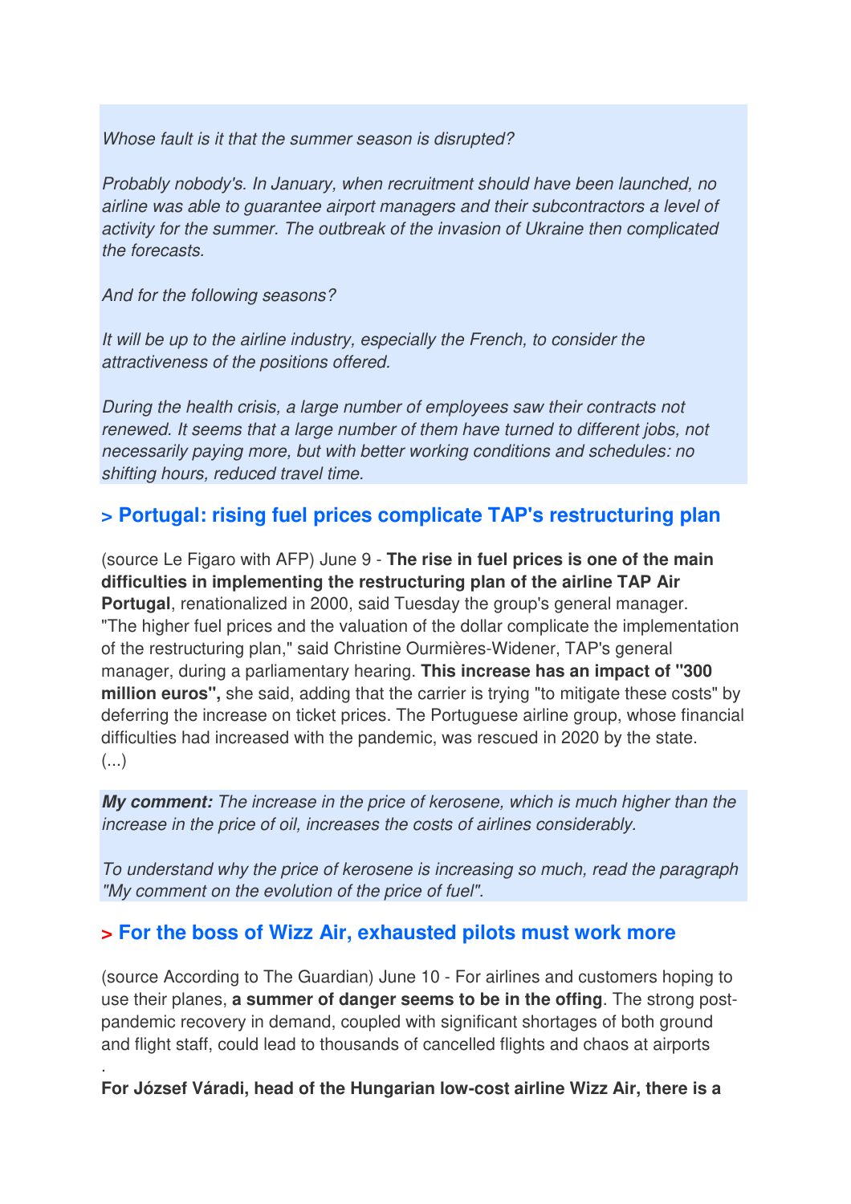*Whose fault is it that the summer season is disrupted?*

*Probably nobody's. In January, when recruitment should have been launched, no airline was able to guarantee airport managers and their subcontractors a level of activity for the summer. The outbreak of the invasion of Ukraine then complicated the forecasts.*

*And for the following seasons?*

*It will be up to the airline industry, especially the French, to consider the attractiveness of the positions offered.*

*During the health crisis, a large number of employees saw their contracts not renewed. It seems that a large number of them have turned to different jobs, not necessarily paying more, but with better working conditions and schedules: no shifting hours, reduced travel time.*

## > Portugal: rising fuel prices complicate TAP's restructuring plan

(source Le Figaro with AFP) June 9 - **The rise in fuel prices is one of the main difficulties in implementing the restructuring plan of the airline TAP Air Portugal**, renationalized in 2000, said Tuesday the group's general manager. "The higher fuel prices and the valuation of the dollar complicate the implementation of the restructuring plan," said Christine Ourmières-Widener, TAP's general manager, during a parliamentary hearing. **This increase has an impact of "300 million euros",** she said, adding that the carrier is trying "to mitigate these costs" by deferring the increase on ticket prices. The Portuguese airline group, whose financial difficulties had increased with the pandemic, was rescued in 2020 by the state. (...)

***My comment:*** *The increase in the price of kerosene, which is much higher than the increase in the price of oil, increases the costs of airlines considerably.*

*To understand why the price of kerosene is increasing so much, read the paragraph "My comment on the evolution of the price of fuel".*

## > For the boss of Wizz Air, exhausted pilots must work more

(source According to The Guardian) June 10 - For airlines and customers hoping to use their planes, **a summer of danger seems to be in the offing**. The strong post-pandemic recovery in demand, coupled with significant shortages of both ground and flight staff, could lead to thousands of cancelled flights and chaos at airports

.

**For József Váradi, head of the Hungarian low-cost airline Wizz Air, there is a**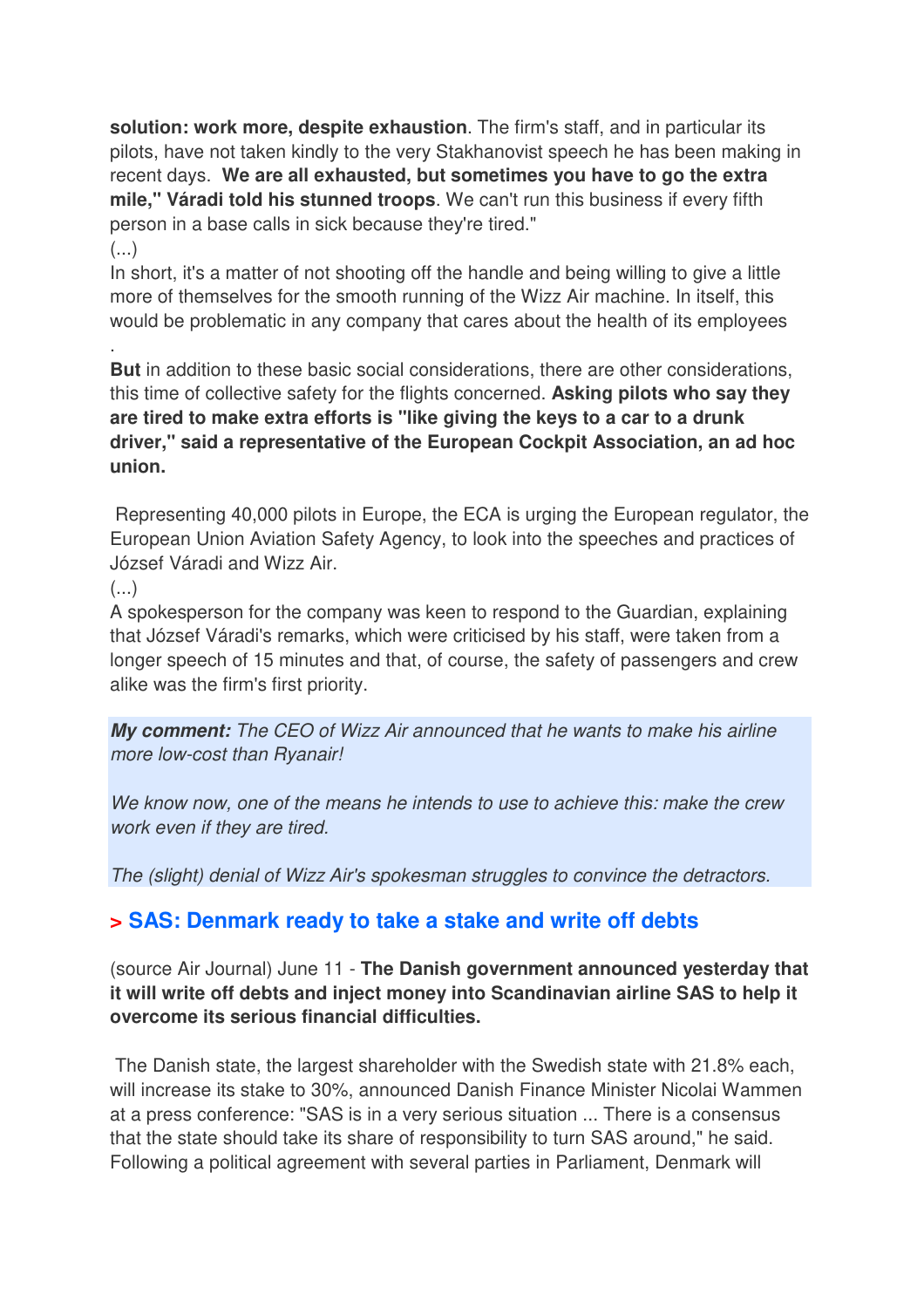**solution: work more, despite exhaustion**. The firm's staff, and in particular its pilots, have not taken kindly to the very Stakhanovist speech he has been making in recent days. **We are all exhausted, but sometimes you have to go the extra mile," Váradi told his stunned troops**. We can't run this business if every fifth person in a base calls in sick because they're tired."

(...)

In short, it's a matter of not shooting off the handle and being willing to give a little more of themselves for the smooth running of the Wizz Air machine. In itself, this would be problematic in any company that cares about the health of its employees .

**But** in addition to these basic social considerations, there are other considerations, this time of collective safety for the flights concerned. **Asking pilots who say they are tired to make extra efforts is "like giving the keys to a car to a drunk driver," said a representative of the European Cockpit Association, an ad hoc union.**

Representing 40,000 pilots in Europe, the ECA is urging the European regulator, the European Union Aviation Safety Agency, to look into the speeches and practices of József Váradi and Wizz Air.

(...)

A spokesperson for the company was keen to respond to the Guardian, explaining that József Váradi's remarks, which were criticised by his staff, were taken from a longer speech of 15 minutes and that, of course, the safety of passengers and crew alike was the firm's first priority.

***My comment:*** *The CEO of Wizz Air announced that he wants to make his airline more low-cost than Ryanair!*

*We know now, one of the means he intends to use to achieve this: make the crew work even if they are tired.*

*The (slight) denial of Wizz Air's spokesman struggles to convince the detractors.*

## > SAS: Denmark ready to take a stake and write off debts

(source Air Journal) June 11 - **The Danish government announced yesterday that it will write off debts and inject money into Scandinavian airline SAS to help it overcome its serious financial difficulties.**

The Danish state, the largest shareholder with the Swedish state with 21.8% each, will increase its stake to 30%, announced Danish Finance Minister Nicolai Wammen at a press conference: "SAS is in a very serious situation ... There is a consensus that the state should take its share of responsibility to turn SAS around," he said. Following a political agreement with several parties in Parliament, Denmark will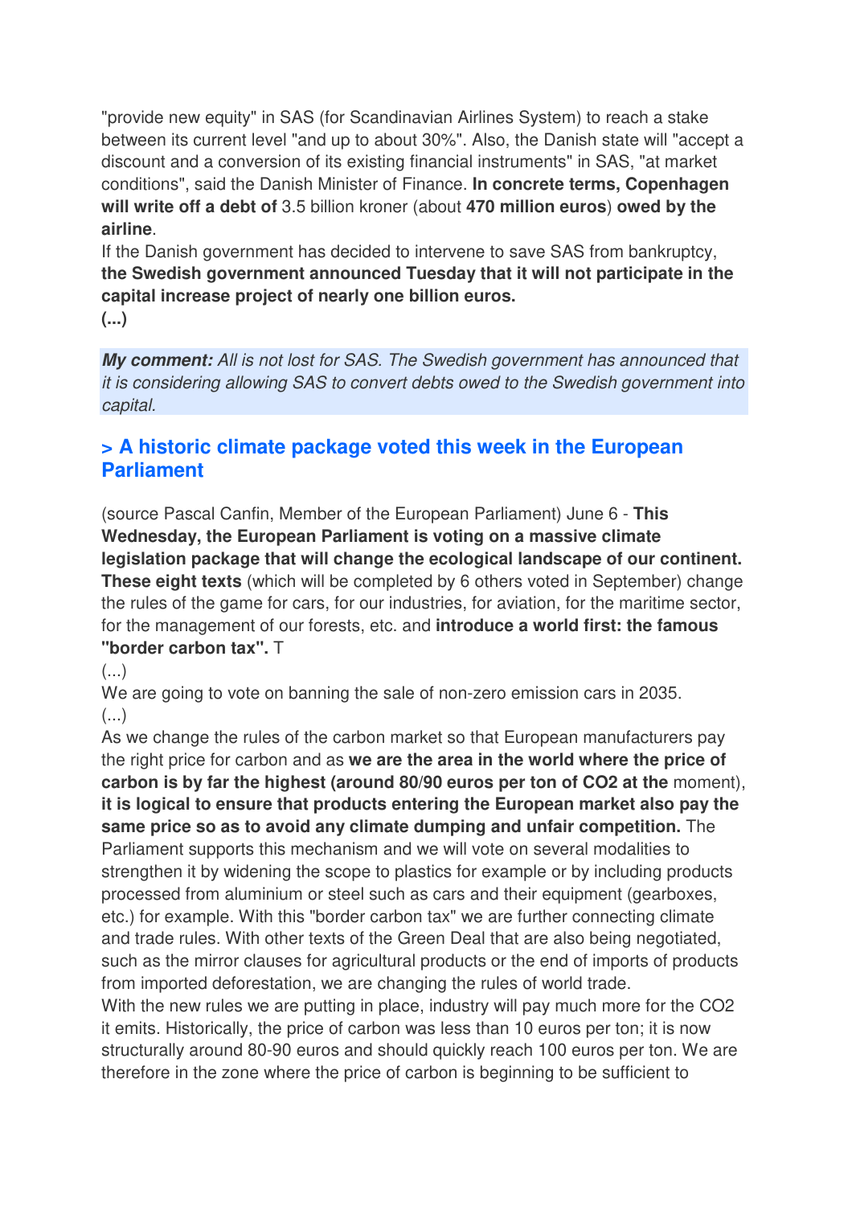"provide new equity" in SAS (for Scandinavian Airlines System) to reach a stake between its current level "and up to about 30%". Also, the Danish state will "accept a discount and a conversion of its existing financial instruments" in SAS, "at market conditions", said the Danish Minister of Finance. **In concrete terms, Copenhagen will write off a debt of** 3.5 billion kroner (about **470 million euros**) **owed by the airline**.
If the Danish government has decided to intervene to save SAS from bankruptcy, **the Swedish government announced Tuesday that it will not participate in the capital increase project of nearly one billion euros.**
**(...)**

***My comment:*** *All is not lost for SAS. The Swedish government has announced that it is considering allowing SAS to convert debts owed to the Swedish government into capital.*

## > A historic climate package voted this week in the European Parliament

(source Pascal Canfin, Member of the European Parliament) June 6 - **This Wednesday, the European Parliament is voting on a massive climate legislation package that will change the ecological landscape of our continent. These eight texts** (which will be completed by 6 others voted in September) change the rules of the game for cars, for our industries, for aviation, for the maritime sector, for the management of our forests, etc. and **introduce a world first: the famous "border carbon tax".** T
(...)
We are going to vote on banning the sale of non-zero emission cars in 2035.
(...)
As we change the rules of the carbon market so that European manufacturers pay the right price for carbon and as **we are the area in the world where the price of carbon is by far the highest (around 80/90 euros per ton of CO2 at the** moment), **it is logical to ensure that products entering the European market also pay the same price so as to avoid any climate dumping and unfair competition.** The Parliament supports this mechanism and we will vote on several modalities to strengthen it by widening the scope to plastics for example or by including products processed from aluminium or steel such as cars and their equipment (gearboxes, etc.) for example. With this "border carbon tax" we are further connecting climate and trade rules. With other texts of the Green Deal that are also being negotiated, such as the mirror clauses for agricultural products or the end of imports of products from imported deforestation, we are changing the rules of world trade.
With the new rules we are putting in place, industry will pay much more for the CO2 it emits. Historically, the price of carbon was less than 10 euros per ton; it is now structurally around 80-90 euros and should quickly reach 100 euros per ton. We are therefore in the zone where the price of carbon is beginning to be sufficient to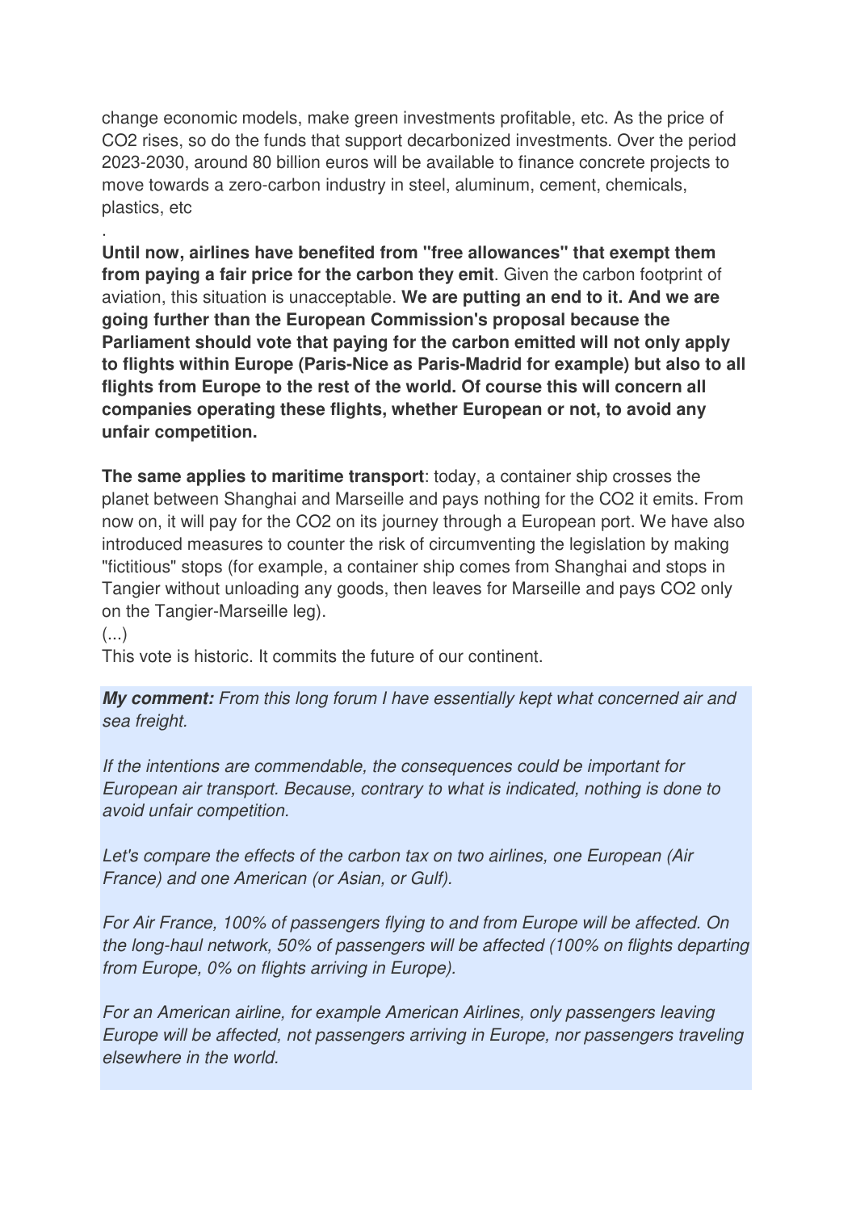change economic models, make green investments profitable, etc. As the price of $CO_2$ rises, so do the funds that support decarbonized investments. Over the period 2023-2030, around 80 billion euros will be available to finance concrete projects to move towards a zero-carbon industry in steel, aluminum, cement, chemicals, plastics, etc

.

**Until now, airlines have benefited from "free allowances" that exempt them from paying a fair price for the carbon they emit**. Given the carbon footprint of aviation, this situation is unacceptable. **We are putting an end to it. And we are going further than the European Commission's proposal because the Parliament should vote that paying for the carbon emitted will not only apply to flights within Europe (Paris-Nice as Paris-Madrid for example) but also to all flights from Europe to the rest of the world. Of course this will concern all companies operating these flights, whether European or not, to avoid any unfair competition.**

**The same applies to maritime transport**: today, a container ship crosses the planet between Shanghai and Marseille and pays nothing for the $CO_2$ it emits. From now on, it will pay for the $CO_2$ on its journey through a European port. We have also introduced measures to counter the risk of circumventing the legislation by making "fictitious" stops (for example, a container ship comes from Shanghai and stops in Tangier without unloading any goods, then leaves for Marseille and pays $CO_2$ only on the Tangier-Marseille leg).

(...)

This vote is historic. It commits the future of our continent.

***My comment:*** *From this long forum I have essentially kept what concerned air and sea freight.*

*If the intentions are commendable, the consequences could be important for European air transport. Because, contrary to what is indicated, nothing is done to avoid unfair competition.*

*Let's compare the effects of the carbon tax on two airlines, one European (Air France) and one American (or Asian, or Gulf).*

*For Air France, 100% of passengers flying to and from Europe will be affected. On the long-haul network, 50% of passengers will be affected (100% on flights departing from Europe, 0% on flights arriving in Europe).*

*For an American airline, for example American Airlines, only passengers leaving Europe will be affected, not passengers arriving in Europe, nor passengers traveling elsewhere in the world.*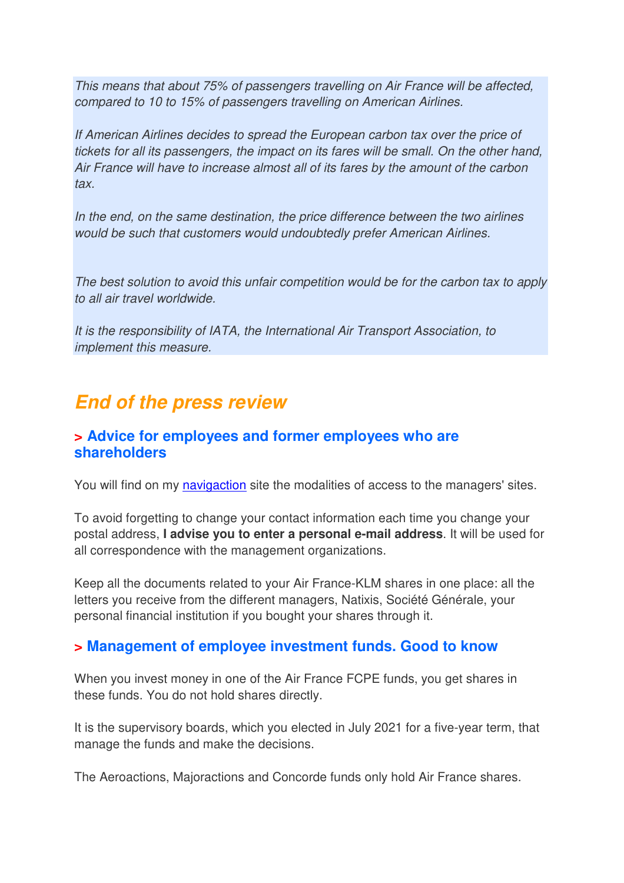*This means that about 75% of passengers travelling on Air France will be affected, compared to 10 to 15% of passengers travelling on American Airlines.*

*If American Airlines decides to spread the European carbon tax over the price of tickets for all its passengers, the impact on its fares will be small. On the other hand, Air France will have to increase almost all of its fares by the amount of the carbon tax.*

*In the end, on the same destination, the price difference between the two airlines would be such that customers would undoubtedly prefer American Airlines.*

*The best solution to avoid this unfair competition would be for the carbon tax to apply to all air travel worldwide.*

*It is the responsibility of IATA, the International Air Transport Association, to implement this measure.*

## End of the press review

### > Advice for employees and former employees who are shareholders

You will find on my navigaction site the modalities of access to the managers' sites.

To avoid forgetting to change your contact information each time you change your postal address, **I advise you to enter a personal e-mail address**. It will be used for all correspondence with the management organizations.

Keep all the documents related to your Air France-KLM shares in one place: all the letters you receive from the different managers, Natixis, Société Générale, your personal financial institution if you bought your shares through it.

### > Management of employee investment funds. Good to know

When you invest money in one of the Air France FCPE funds, you get shares in these funds. You do not hold shares directly.

It is the supervisory boards, which you elected in July 2021 for a five-year term, that manage the funds and make the decisions.

The Aeroactions, Majoractions and Concorde funds only hold Air France shares.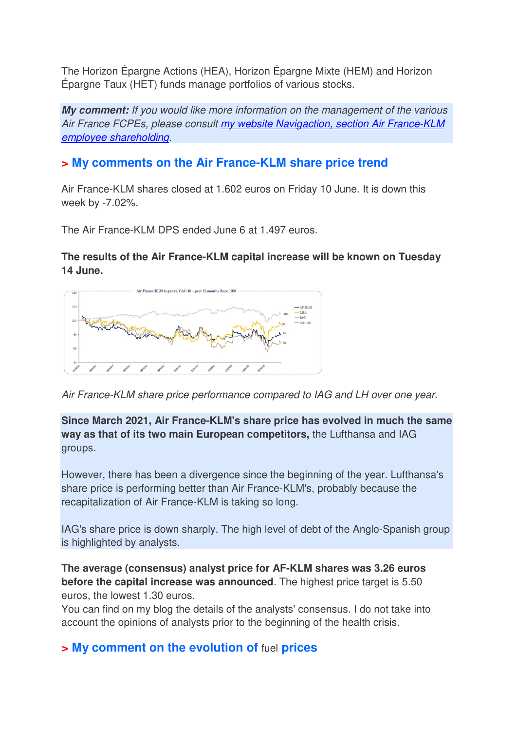The Horizon Épargne Actions (HEA), Horizon Épargne Mixte (HEM) and Horizon Épargne Taux (HET) funds manage portfolios of various stocks.

***My comment:*** *If you would like more information on the management of the various Air France FCPEs, please consult [my website Navigaction, section Air France-KLM employee shareholding](#).*

## > My comments on the Air France-KLM share price trend

Air France-KLM shares closed at 1.602 euros on Friday 10 June. It is down this week by -7.02%.

The Air France-KLM DPS ended June 6 at 1.497 euros.

**The results of the Air France-KLM capital increase will be known on Tuesday 14 June.**

*Air France-KLM share price performance compared to IAG and LH over one year.*

**Since March 2021, Air France-KLM's share price has evolved in much the same way as that of its two main European competitors,** the Lufthansa and IAG groups.

However, there has been a divergence since the beginning of the year. Lufthansa's share price is performing better than Air France-KLM's, probably because the recapitalization of Air France-KLM is taking so long.

IAG's share price is down sharply. The high level of debt of the Anglo-Spanish group is highlighted by analysts.

**The average (consensus) analyst price for AF-KLM shares was 3.26 euros before the capital increase was announced**. The highest price target is 5.50 euros, the lowest 1.30 euros.
You can find on my blog the details of the analysts' consensus. I do not take into account the opinions of analysts prior to the beginning of the health crisis.

## > My comment on the evolution of fuel prices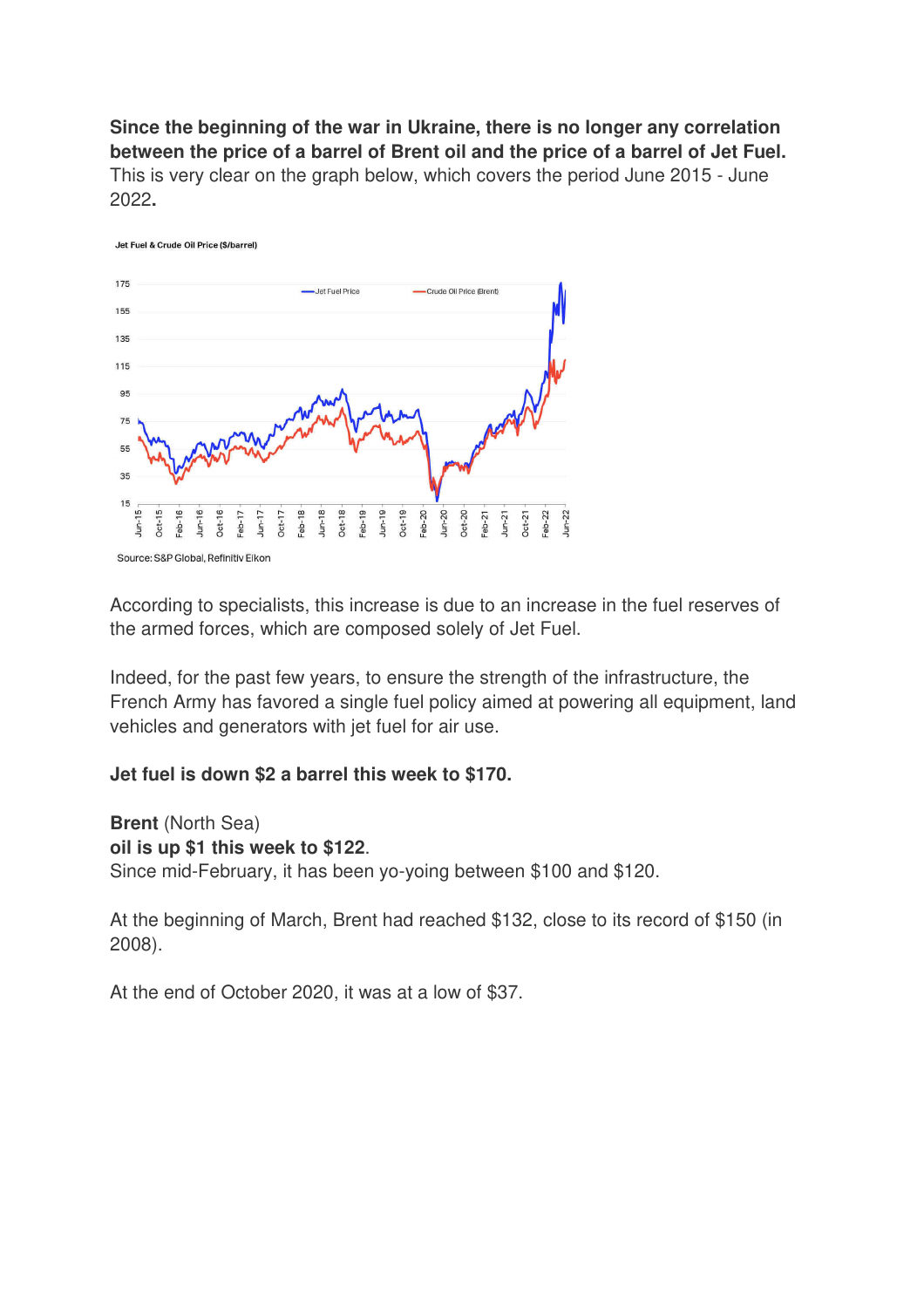**Since the beginning of the war in Ukraine, there is no longer any correlation between the price of a barrel of Brent oil and the price of a barrel of Jet Fuel.** This is very clear on the graph below, which covers the period June 2015 - June 2022**.**

Jet Fuel & Crude Oil Price ($/barrel)

Source: S&P Global, Refinitiv Eikon

According to specialists, this increase is due to an increase in the fuel reserves of the armed forces, which are composed solely of Jet Fuel.

Indeed, for the past few years, to ensure the strength of the infrastructure, the French Army has favored a single fuel policy aimed at powering all equipment, land vehicles and generators with jet fuel for air use.

**Jet fuel is down $2 a barrel this week to $170.**

**Brent** (North Sea)
**oil is up $1 this week to $122**.
Since mid-February, it has been yo-yoing between $100 and $120.

At the beginning of March, Brent had reached $132, close to its record of $150 (in 2008).

At the end of October 2020, it was at a low of $37.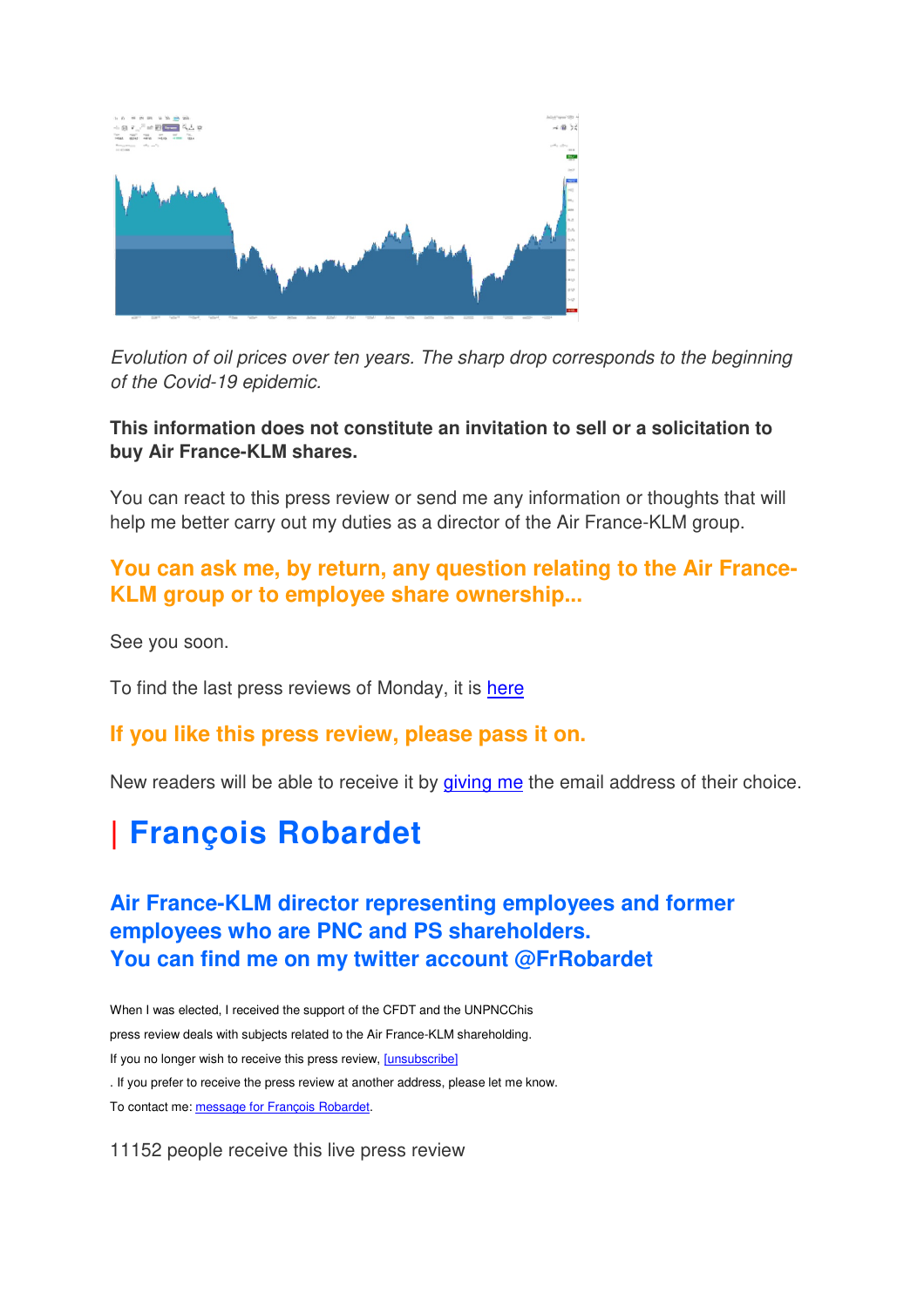*Evolution of oil prices over ten years. The sharp drop corresponds to the beginning of the Covid-19 epidemic.*

**This information does not constitute an invitation to sell or a solicitation to buy Air France-KLM shares.**

You can react to this press review or send me any information or thoughts that will help me better carry out my duties as a director of the Air France-KLM group.

### You can ask me, by return, any question relating to the Air France-KLM group or to employee share ownership...

See you soon.

To find the last press reviews of Monday, it is [here]

### If you like this press review, please pass it on.

New readers will be able to receive it by [giving me] the email address of their choice.

# | François Robardet

### Air France-KLM director representing employees and former employees who are PNC and PS shareholders.
### You can find me on my twitter account @FrRobardet

When I was elected, I received the support of the CFDT and the UNPNCThis

press review deals with subjects related to the Air France-KLM shareholding.

If you no longer wish to receive this press review, [unsubscribe]

. If you prefer to receive the press review at another address, please let me know.

To contact me: message for François Robardet.

11152 people receive this live press review